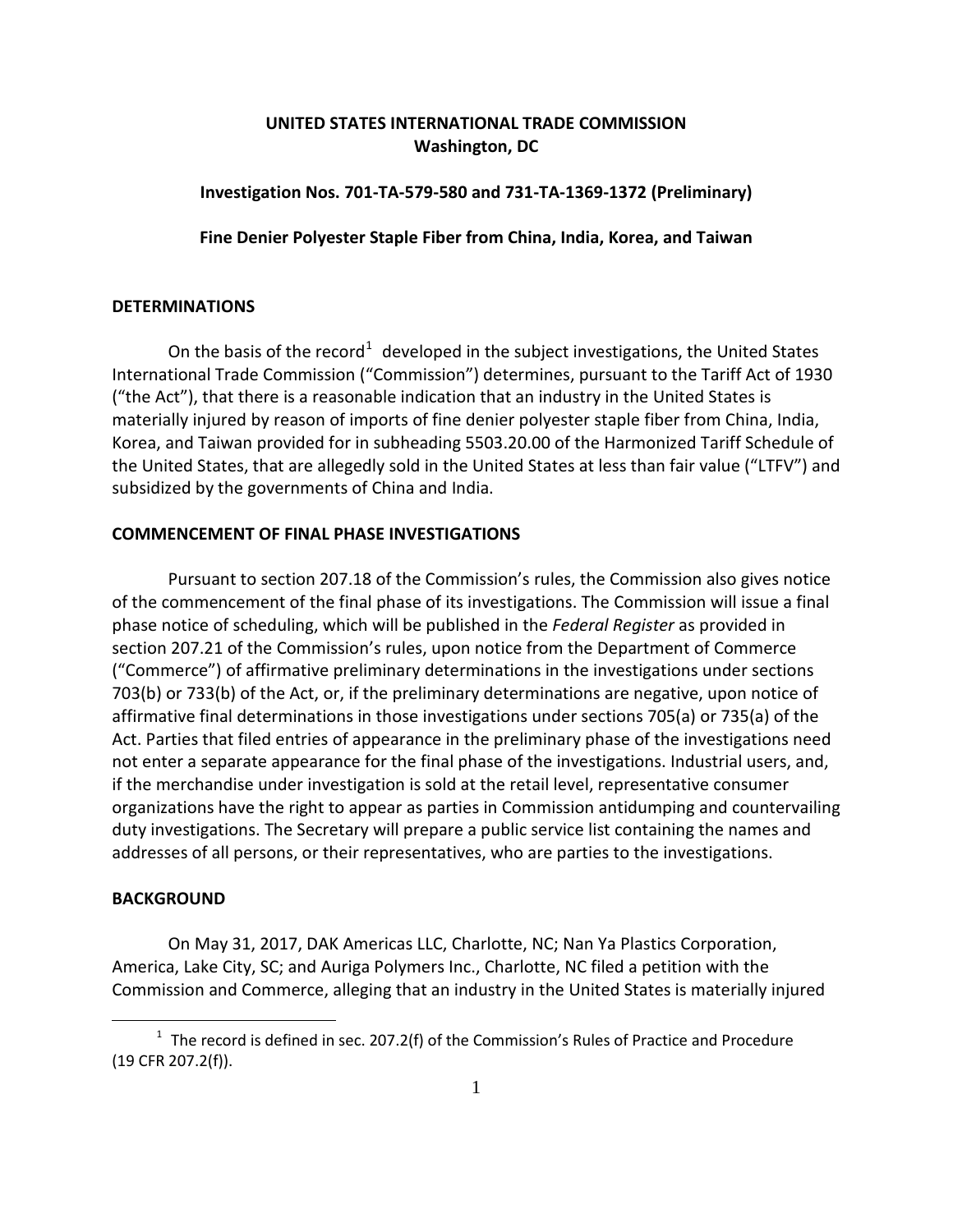**UNITED STATES INTERNATIONAL TRADE COMMISSION**
**Washington, DC**

**Investigation Nos. 701-TA-579-580 and 731-TA-1369-1372 (Preliminary)**

**Fine Denier Polyester Staple Fiber from China, India, Korea, and Taiwan**

## DETERMINATIONS

On the basis of the record[1] developed in the subject investigations, the United States International Trade Commission ("Commission") determines, pursuant to the Tariff Act of 1930 ("the Act"), that there is a reasonable indication that an industry in the United States is materially injured by reason of imports of fine denier polyester staple fiber from China, India, Korea, and Taiwan provided for in subheading 5503.20.00 of the Harmonized Tariff Schedule of the United States, that are allegedly sold in the United States at less than fair value ("LTFV") and subsidized by the governments of China and India.

## COMMENCEMENT OF FINAL PHASE INVESTIGATIONS

Pursuant to section 207.18 of the Commission's rules, the Commission also gives notice of the commencement of the final phase of its investigations. The Commission will issue a final phase notice of scheduling, which will be published in the *Federal Register* as provided in section 207.21 of the Commission's rules, upon notice from the Department of Commerce ("Commerce") of affirmative preliminary determinations in the investigations under sections 703(b) or 733(b) of the Act, or, if the preliminary determinations are negative, upon notice of affirmative final determinations in those investigations under sections 705(a) or 735(a) of the Act. Parties that filed entries of appearance in the preliminary phase of the investigations need not enter a separate appearance for the final phase of the investigations. Industrial users, and, if the merchandise under investigation is sold at the retail level, representative consumer organizations have the right to appear as parties in Commission antidumping and countervailing duty investigations. The Secretary will prepare a public service list containing the names and addresses of all persons, or their representatives, who are parties to the investigations.

## BACKGROUND

On May 31, 2017, DAK Americas LLC, Charlotte, NC; Nan Ya Plastics Corporation, America, Lake City, SC; and Auriga Polymers Inc., Charlotte, NC filed a petition with the Commission and Commerce, alleging that an industry in the United States is materially injured

---

[1] The record is defined in sec. 207.2(f) of the Commission's Rules of Practice and Procedure (19 CFR 207.2(f)).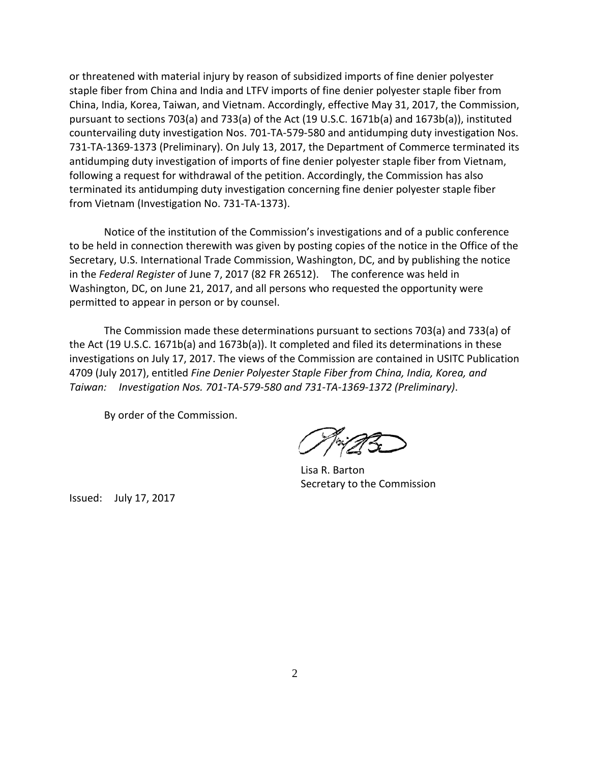or threatened with material injury by reason of subsidized imports of fine denier polyester staple fiber from China and India and LTFV imports of fine denier polyester staple fiber from China, India, Korea, Taiwan, and Vietnam. Accordingly, effective May 31, 2017, the Commission, pursuant to sections 703(a) and 733(a) of the Act (19 U.S.C. 1671b(a) and 1673b(a)), instituted countervailing duty investigation Nos. 701-TA-579-580 and antidumping duty investigation Nos. 731-TA-1369-1373 (Preliminary). On July 13, 2017, the Department of Commerce terminated its antidumping duty investigation of imports of fine denier polyester staple fiber from Vietnam, following a request for withdrawal of the petition. Accordingly, the Commission has also terminated its antidumping duty investigation concerning fine denier polyester staple fiber from Vietnam (Investigation No. 731-TA-1373).

Notice of the institution of the Commission's investigations and of a public conference to be held in connection therewith was given by posting copies of the notice in the Office of the Secretary, U.S. International Trade Commission, Washington, DC, and by publishing the notice in the *Federal Register* of June 7, 2017 (82 FR 26512). The conference was held in Washington, DC, on June 21, 2017, and all persons who requested the opportunity were permitted to appear in person or by counsel.

The Commission made these determinations pursuant to sections 703(a) and 733(a) of the Act (19 U.S.C. 1671b(a) and 1673b(a)). It completed and filed its determinations in these investigations on July 17, 2017. The views of the Commission are contained in USITC Publication 4709 (July 2017), entitled *Fine Denier Polyester Staple Fiber from China, India, Korea, and Taiwan: Investigation Nos. 701-TA-579-580 and 731-TA-1369-1372 (Preliminary)*.

By order of the Commission.

Lisa R. Barton
Secretary to the Commission

Issued: July 17, 2017